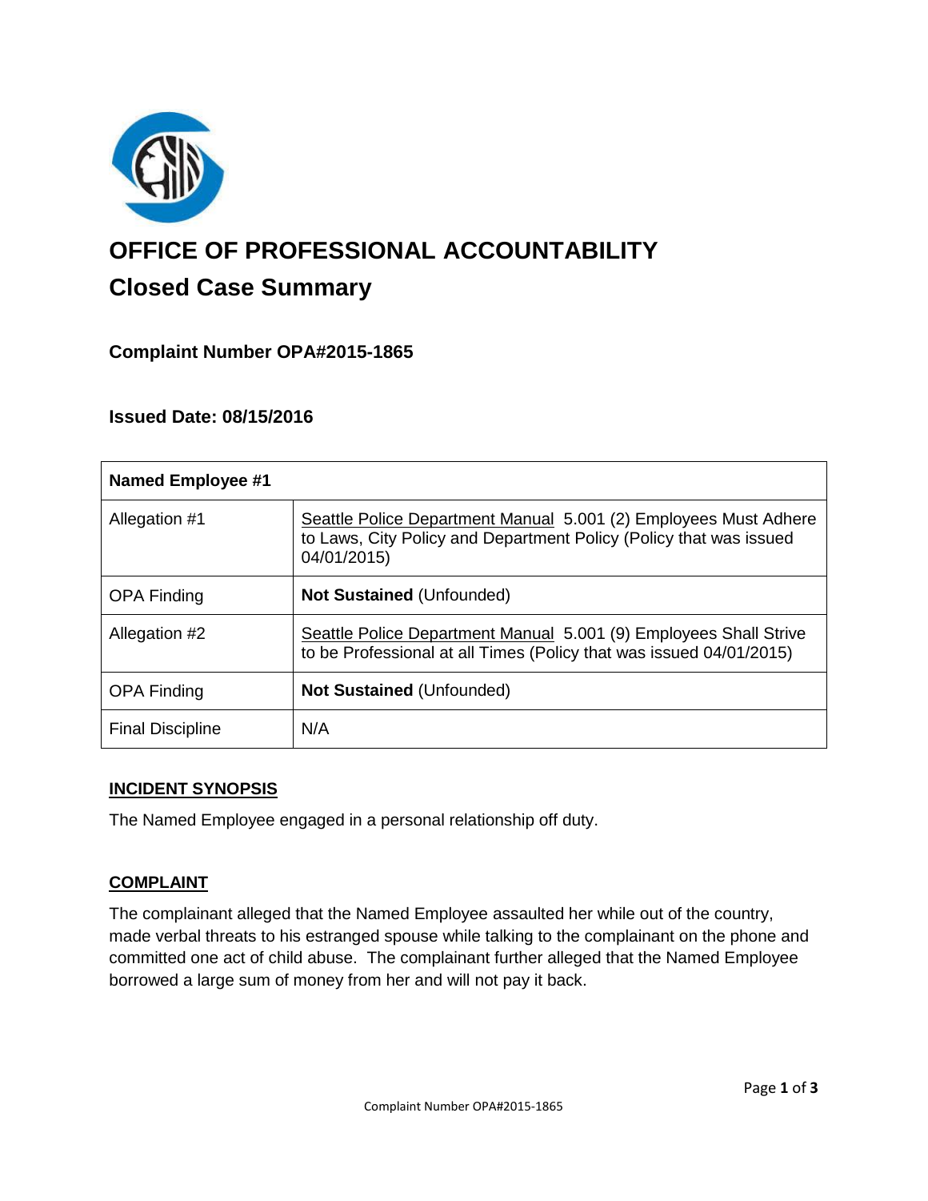# OFFICE OF PROFESSIONAL ACCOUNTABILITY

## Closed Case Summary

### Complaint Number OPA#2015-1865

### Issued Date: 08/15/2016

| **Named Employee #1** | |
|---|---|
| Allegation #1 | Seattle Police Department Manual 5.001 (2) Employees Must Adhere to Laws, City Policy and Department Policy (Policy that was issued 04/01/2015) |
| OPA Finding | **Not Sustained** (Unfounded) |
| Allegation #2 | Seattle Police Department Manual 5.001 (9) Employees Shall Strive to be Professional at all Times (Policy that was issued 04/01/2015) |
| OPA Finding | **Not Sustained** (Unfounded) |
| Final Discipline | N/A |

**INCIDENT SYNOPSIS**

The Named Employee engaged in a personal relationship off duty.

**COMPLAINT**

The complainant alleged that the Named Employee assaulted her while out of the country, made verbal threats to his estranged spouse while talking to the complainant on the phone and committed one act of child abuse. The complainant further alleged that the Named Employee borrowed a large sum of money from her and will not pay it back.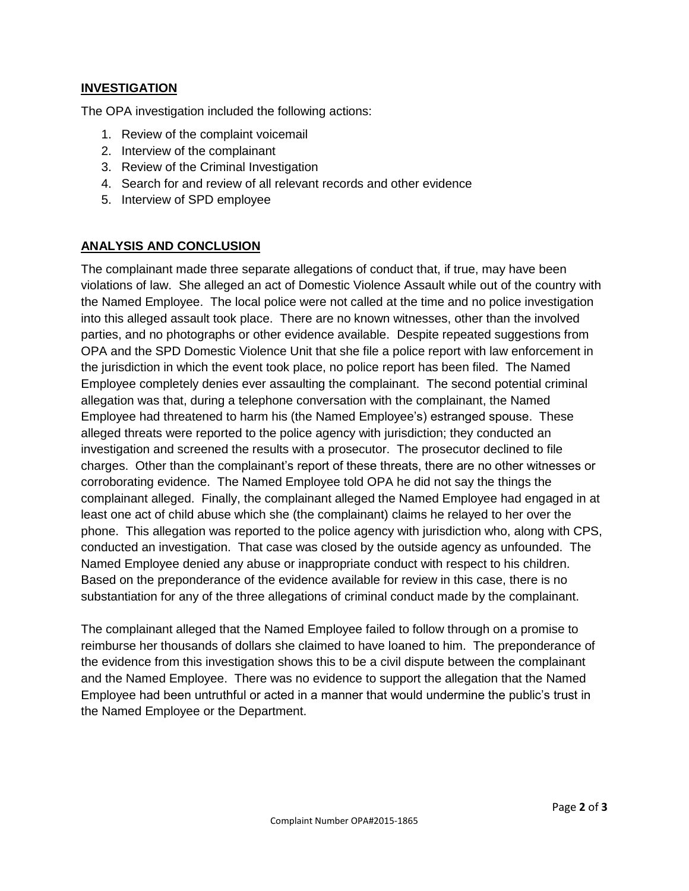## INVESTIGATION

The OPA investigation included the following actions:

1. Review of the complaint voicemail
2. Interview of the complainant
3. Review of the Criminal Investigation
4. Search for and review of all relevant records and other evidence
5. Interview of SPD employee

## ANALYSIS AND CONCLUSION

The complainant made three separate allegations of conduct that, if true, may have been violations of law. She alleged an act of Domestic Violence Assault while out of the country with the Named Employee. The local police were not called at the time and no police investigation into this alleged assault took place. There are no known witnesses, other than the involved parties, and no photographs or other evidence available. Despite repeated suggestions from OPA and the SPD Domestic Violence Unit that she file a police report with law enforcement in the jurisdiction in which the event took place, no police report has been filed. The Named Employee completely denies ever assaulting the complainant. The second potential criminal allegation was that, during a telephone conversation with the complainant, the Named Employee had threatened to harm his (the Named Employee's) estranged spouse. These alleged threats were reported to the police agency with jurisdiction; they conducted an investigation and screened the results with a prosecutor. The prosecutor declined to file charges. Other than the complainant's report of these threats, there are no other witnesses or corroborating evidence. The Named Employee told OPA he did not say the things the complainant alleged. Finally, the complainant alleged the Named Employee had engaged in at least one act of child abuse which she (the complainant) claims he relayed to her over the phone. This allegation was reported to the police agency with jurisdiction who, along with CPS, conducted an investigation. That case was closed by the outside agency as unfounded. The Named Employee denied any abuse or inappropriate conduct with respect to his children. Based on the preponderance of the evidence available for review in this case, there is no substantiation for any of the three allegations of criminal conduct made by the complainant.

The complainant alleged that the Named Employee failed to follow through on a promise to reimburse her thousands of dollars she claimed to have loaned to him. The preponderance of the evidence from this investigation shows this to be a civil dispute between the complainant and the Named Employee. There was no evidence to support the allegation that the Named Employee had been untruthful or acted in a manner that would undermine the public's trust in the Named Employee or the Department.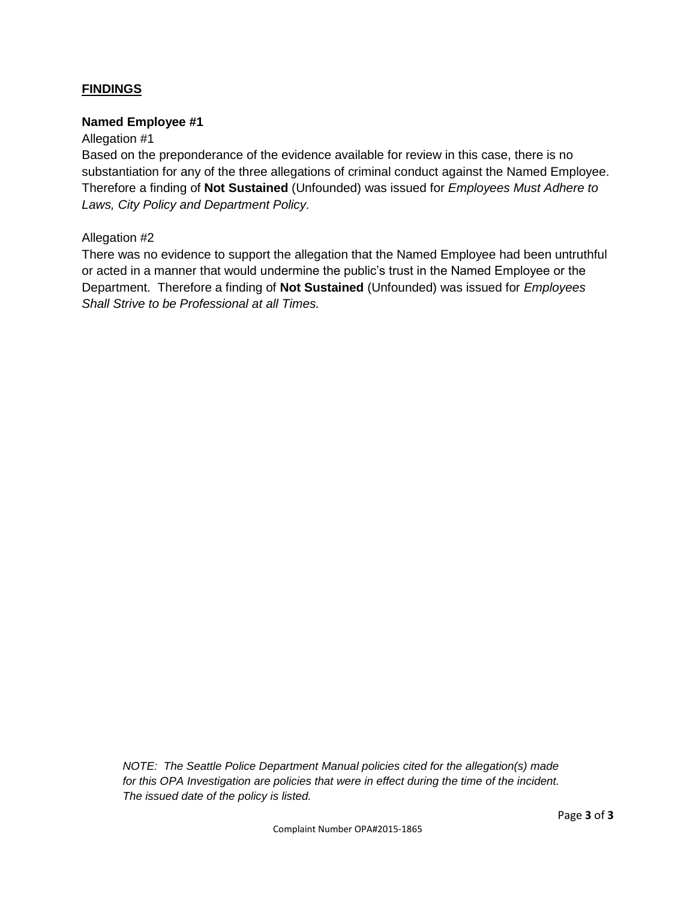## **FINDINGS**

### **Named Employee #1**

Allegation #1

Based on the preponderance of the evidence available for review in this case, there is no substantiation for any of the three allegations of criminal conduct against the Named Employee. Therefore a finding of **Not Sustained** (Unfounded) was issued for *Employees Must Adhere to Laws, City Policy and Department Policy.*

Allegation #2

There was no evidence to support the allegation that the Named Employee had been untruthful or acted in a manner that would undermine the public's trust in the Named Employee or the Department. Therefore a finding of **Not Sustained** (Unfounded) was issued for *Employees Shall Strive to be Professional at all Times.*

*NOTE: The Seattle Police Department Manual policies cited for the allegation(s) made for this OPA Investigation are policies that were in effect during the time of the incident. The issued date of the policy is listed.*

Complaint Number OPA#2015-1865